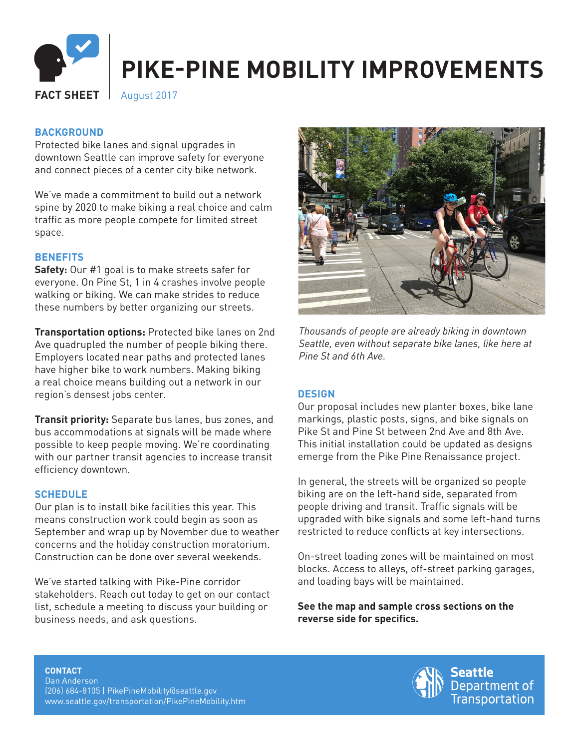FACT SHEET

# PIKE-PINE MOBILITY IMPROVEMENTS

August 2017

## BACKGROUND

Protected bike lanes and signal upgrades in downtown Seattle can improve safety for everyone and connect pieces of a center city bike network.

We've made a commitment to build out a network spine by 2020 to make biking a real choice and calm traffic as more people compete for limited street space.

## BENEFITS

**Safety:** Our #1 goal is to make streets safer for everyone. On Pine St, 1 in 4 crashes involve people walking or biking. We can make strides to reduce these numbers by better organizing our streets.

**Transportation options:** Protected bike lanes on 2nd Ave quadrupled the number of people biking there. Employers located near paths and protected lanes have higher bike to work numbers. Making biking a real choice means building out a network in our region's densest jobs center.

**Transit priority:** Separate bus lanes, bus zones, and bus accommodations at signals will be made where possible to keep people moving. We're coordinating with our partner transit agencies to increase transit efficiency downtown.

## SCHEDULE

Our plan is to install bike facilities this year. This means construction work could begin as soon as September and wrap up by November due to weather concerns and the holiday construction moratorium. Construction can be done over several weekends.

We've started talking with Pike-Pine corridor stakeholders. Reach out today to get on our contact list, schedule a meeting to discuss your building or business needs, and ask questions.

*Thousands of people are already biking in downtown Seattle, even without separate bike lanes, like here at Pine St and 6th Ave.*

## DESIGN

Our proposal includes new planter boxes, bike lane markings, plastic posts, signs, and bike signals on Pike St and Pine St between 2nd Ave and 8th Ave. This initial installation could be updated as designs emerge from the Pike Pine Renaissance project.

In general, the streets will be organized so people biking are on the left-hand side, separated from people driving and transit. Traffic signals will be upgraded with bike signals and some left-hand turns restricted to reduce conflicts at key intersections.

On-street loading zones will be maintained on most blocks. Access to alleys, off-street parking garages, and loading bays will be maintained.

**See the map and sample cross sections on the reverse side for specifics.**

**CONTACT**
Dan Anderson
(206) 684-8105 | PikePineMobility@seattle.gov
www.seattle.gov/transportation/PikePineMobility.htm

Seattle Department of Transportation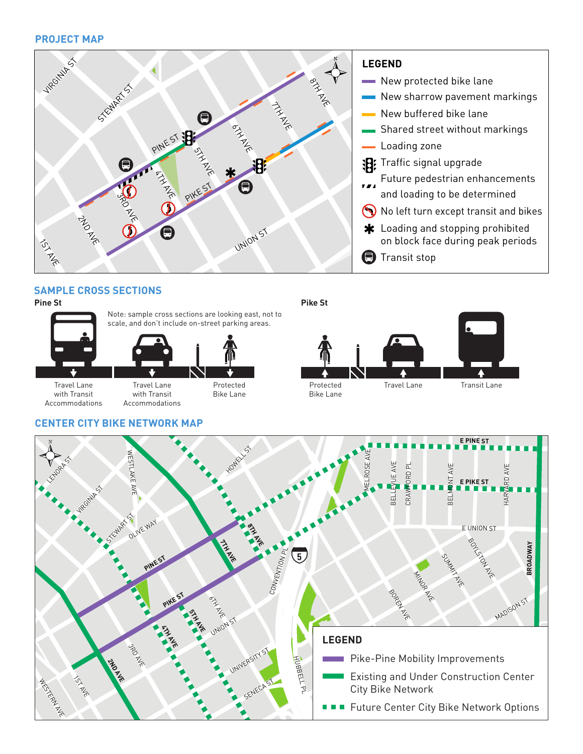## PROJECT MAP

VIRGINIA ST
STEWART ST
PINE ST
PIKE ST
UNION ST
1ST AVE
2ND AVE
3RD AVE
4TH AVE
5TH AVE
6TH AVE
7TH AVE
8TH AVE

**LEGEND**

- New protected bike lane
- New sharrow pavement markings
- New buffered bike lane
- Shared street without markings
- Loading zone
- Traffic signal upgrade
- Future pedestrian enhancements and loading to be determined
- No left turn except transit and bikes
- ✱ Loading and stopping prohibited on block face during peak periods
- Transit stop

## SAMPLE CROSS SECTIONS

**Pine St**

Note: sample cross sections are looking east, not to scale, and don't include on-street parking areas.

Travel Lane with Transit Accommodations
Travel Lane with Transit Accommodations
Protected Bike Lane

**Pike St**

Protected Bike Lane
Travel Lane
Transit Lane

## CENTER CITY BIKE NETWORK MAP

LENORA ST
VIRGINIA ST
WESTLAKE AVE
STEWART ST
OLIVE WAY
HOWELL ST
PINE ST
PIKE ST
8TH AVE
7TH AVE
6TH AVE
5TH AVE
4TH AVE
3RD AVE
2ND AVE
1ST AVE
WESTERN AVE
UNION ST
UNIVERSITY ST
SENECA ST
CONVENTION PL
HUBBELL PL
5
MELROSE AVE
BELLEVUE AVE
CRAWFORD PL
BELMONT AVE
HARVARD AVE
E PINE ST
E PIKE ST
E UNION ST
BOYLSTON AVE
SUMMIT AVE
MINOR AVE
BOREN AVE
BROADWAY
MADISON ST

**LEGEND**

- Pike-Pine Mobility Improvements
- Existing and Under Construction Center City Bike Network
- Future Center City Bike Network Options